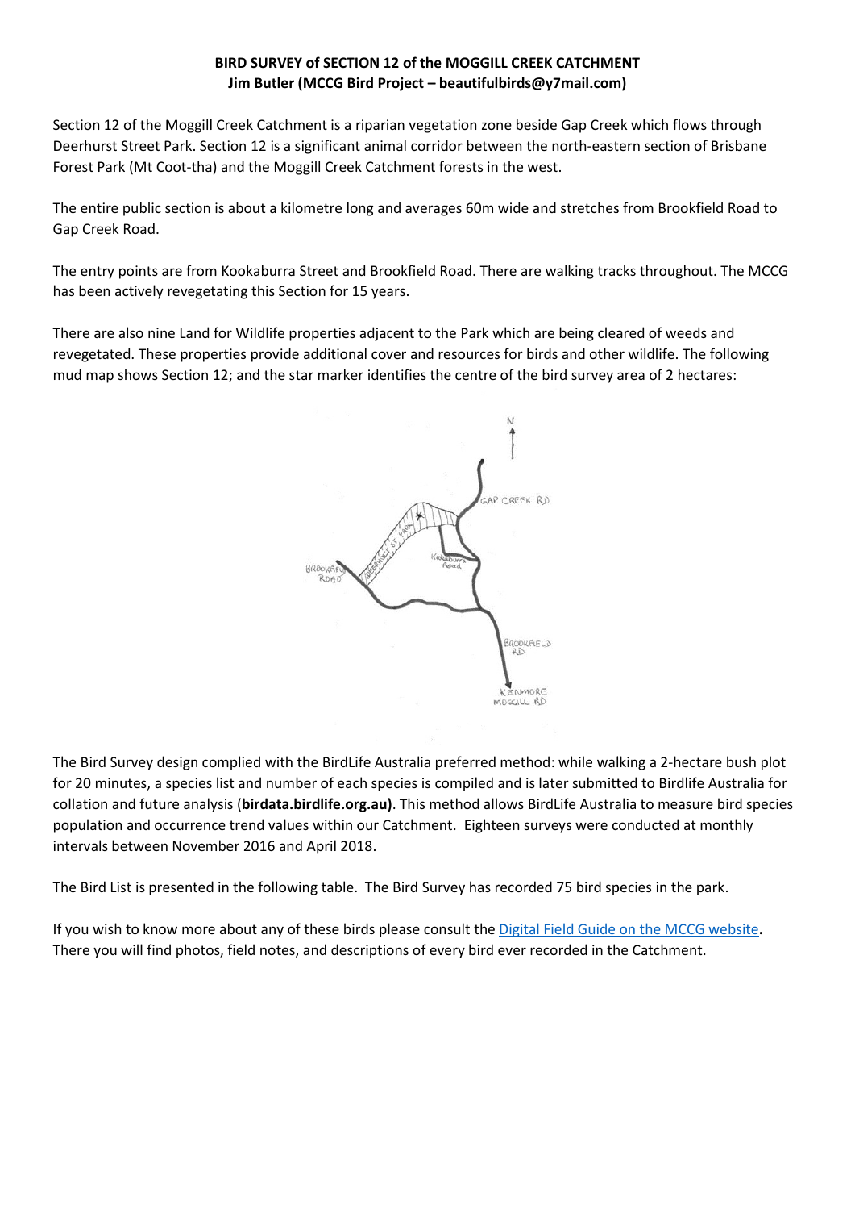**BIRD SURVEY of SECTION 12 of the MOGGILL CREEK CATCHMENT**
**Jim Butler (MCCG Bird Project – beautifulbirds@y7mail.com)**

Section 12 of the Moggill Creek Catchment is a riparian vegetation zone beside Gap Creek which flows through Deerhurst Street Park. Section 12 is a significant animal corridor between the north-eastern section of Brisbane Forest Park (Mt Coot-tha) and the Moggill Creek Catchment forests in the west.

The entire public section is about a kilometre long and averages 60m wide and stretches from Brookfield Road to Gap Creek Road.

The entry points are from Kookaburra Street and Brookfield Road. There are walking tracks throughout. The MCCG has been actively revegetating this Section for 15 years.

There are also nine Land for Wildlife properties adjacent to the Park which are being cleared of weeds and revegetated. These properties provide additional cover and resources for birds and other wildlife. The following mud map shows Section 12; and the star marker identifies the centre of the bird survey area of 2 hectares:

The Bird Survey design complied with the BirdLife Australia preferred method: while walking a 2-hectare bush plot for 20 minutes, a species list and number of each species is compiled and is later submitted to Birdlife Australia for collation and future analysis (**birdata.birdlife.org.au)**. This method allows BirdLife Australia to measure bird species population and occurrence trend values within our Catchment. Eighteen surveys were conducted at monthly intervals between November 2016 and April 2018.

The Bird List is presented in the following table. The Bird Survey has recorded 75 bird species in the park.

If you wish to know more about any of these birds please consult the [Digital Field Guide on the MCCG website](Digital Field Guide on the MCCG website)**.** There you will find photos, field notes, and descriptions of every bird ever recorded in the Catchment.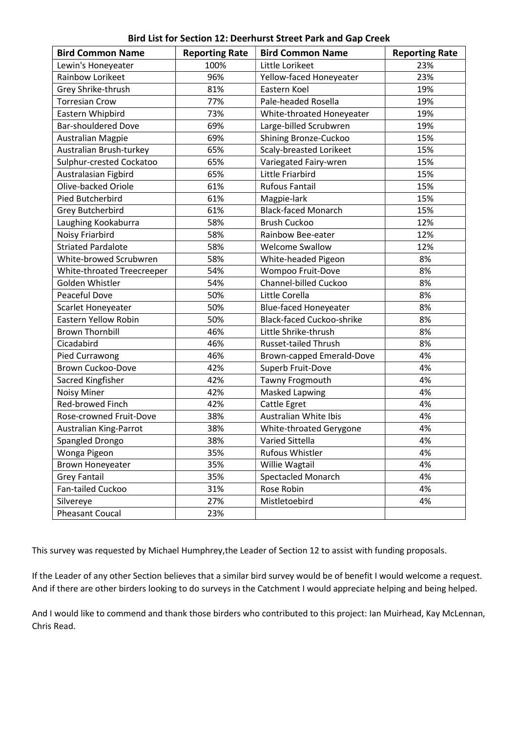**Bird List for Section 12: Deerhurst Street Park and Gap Creek**

| Bird Common Name | Reporting Rate | Bird Common Name | Reporting Rate |
|---|---|---|---|
| Lewin's Honeyeater | 100% | Little Lorikeet | 23% |
| Rainbow Lorikeet | 96% | Yellow-faced Honeyeater | 23% |
| Grey Shrike-thrush | 81% | Eastern Koel | 19% |
| Torresian Crow | 77% | Pale-headed Rosella | 19% |
| Eastern Whipbird | 73% | White-throated Honeyeater | 19% |
| Bar-shouldered Dove | 69% | Large-billed Scrubwren | 19% |
| Australian Magpie | 69% | Shining Bronze-Cuckoo | 15% |
| Australian Brush-turkey | 65% | Scaly-breasted Lorikeet | 15% |
| Sulphur-crested Cockatoo | 65% | Variegated Fairy-wren | 15% |
| Australasian Figbird | 65% | Little Friarbird | 15% |
| Olive-backed Oriole | 61% | Rufous Fantail | 15% |
| Pied Butcherbird | 61% | Magpie-lark | 15% |
| Grey Butcherbird | 61% | Black-faced Monarch | 15% |
| Laughing Kookaburra | 58% | Brush Cuckoo | 12% |
| Noisy Friarbird | 58% | Rainbow Bee-eater | 12% |
| Striated Pardalote | 58% | Welcome Swallow | 12% |
| White-browed Scrubwren | 58% | White-headed Pigeon | 8% |
| White-throated Treecreeper | 54% | Wompoo Fruit-Dove | 8% |
| Golden Whistler | 54% | Channel-billed Cuckoo | 8% |
| Peaceful Dove | 50% | Little Corella | 8% |
| Scarlet Honeyeater | 50% | Blue-faced Honeyeater | 8% |
| Eastern Yellow Robin | 50% | Black-faced Cuckoo-shrike | 8% |
| Brown Thornbill | 46% | Little Shrike-thrush | 8% |
| Cicadabird | 46% | Russet-tailed Thrush | 8% |
| Pied Currawong | 46% | Brown-capped Emerald-Dove | 4% |
| Brown Cuckoo-Dove | 42% | Superb Fruit-Dove | 4% |
| Sacred Kingfisher | 42% | Tawny Frogmouth | 4% |
| Noisy Miner | 42% | Masked Lapwing | 4% |
| Red-browed Finch | 42% | Cattle Egret | 4% |
| Rose-crowned Fruit-Dove | 38% | Australian White Ibis | 4% |
| Australian King-Parrot | 38% | White-throated Gerygone | 4% |
| Spangled Drongo | 38% | Varied Sittella | 4% |
| Wonga Pigeon | 35% | Rufous Whistler | 4% |
| Brown Honeyeater | 35% | Willie Wagtail | 4% |
| Grey Fantail | 35% | Spectacled Monarch | 4% |
| Fan-tailed Cuckoo | 31% | Rose Robin | 4% |
| Silvereye | 27% | Mistletoebird | 4% |
| Pheasant Coucal | 23% | | |

This survey was requested by Michael Humphrey,the Leader of Section 12 to assist with funding proposals.

If the Leader of any other Section believes that a similar bird survey would be of benefit I would welcome a request. And if there are other birders looking to do surveys in the Catchment I would appreciate helping and being helped.

And I would like to commend and thank those birders who contributed to this project: Ian Muirhead, Kay McLennan, Chris Read.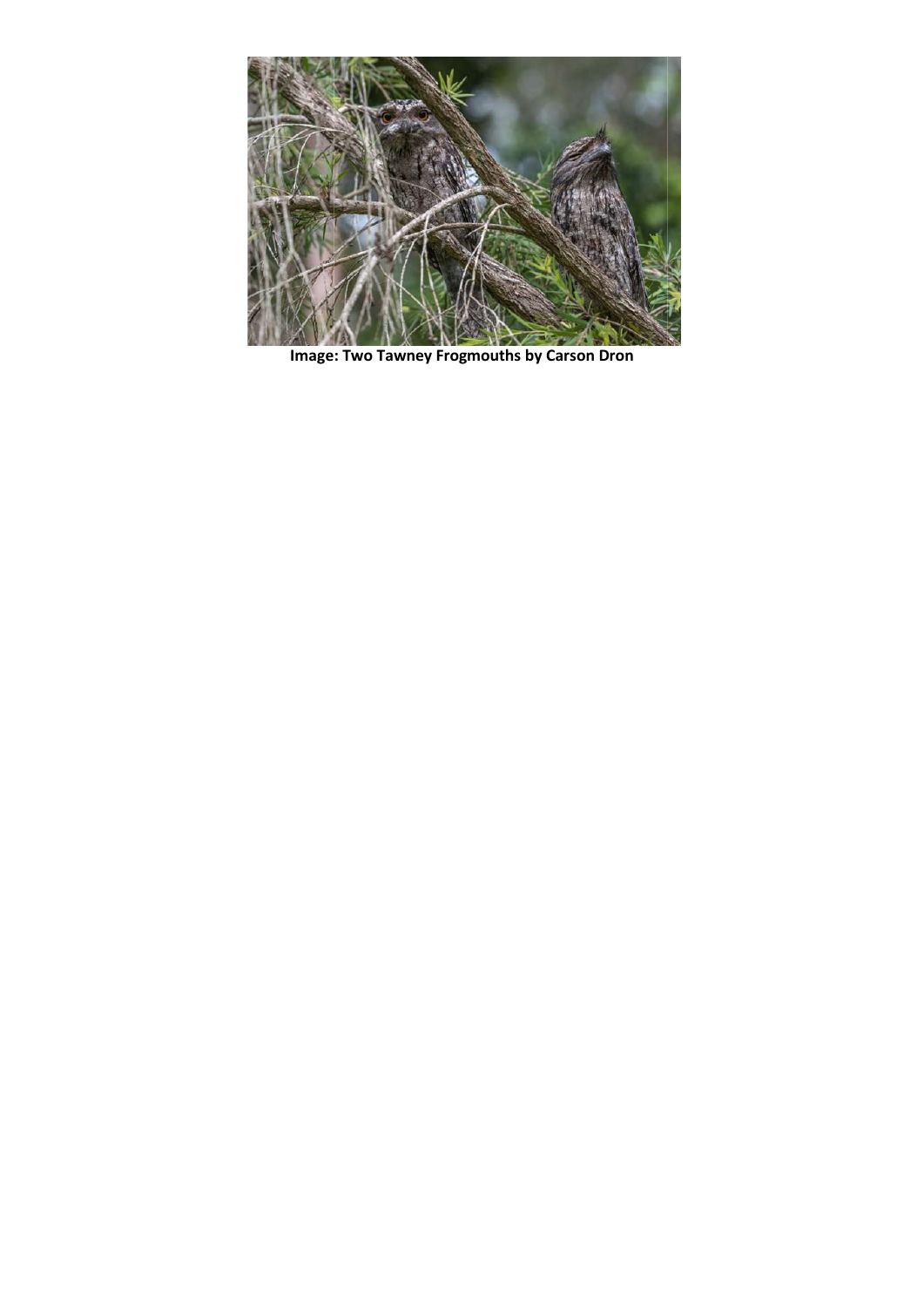**Image: Two Tawney Frogmouths by Carson Dron**